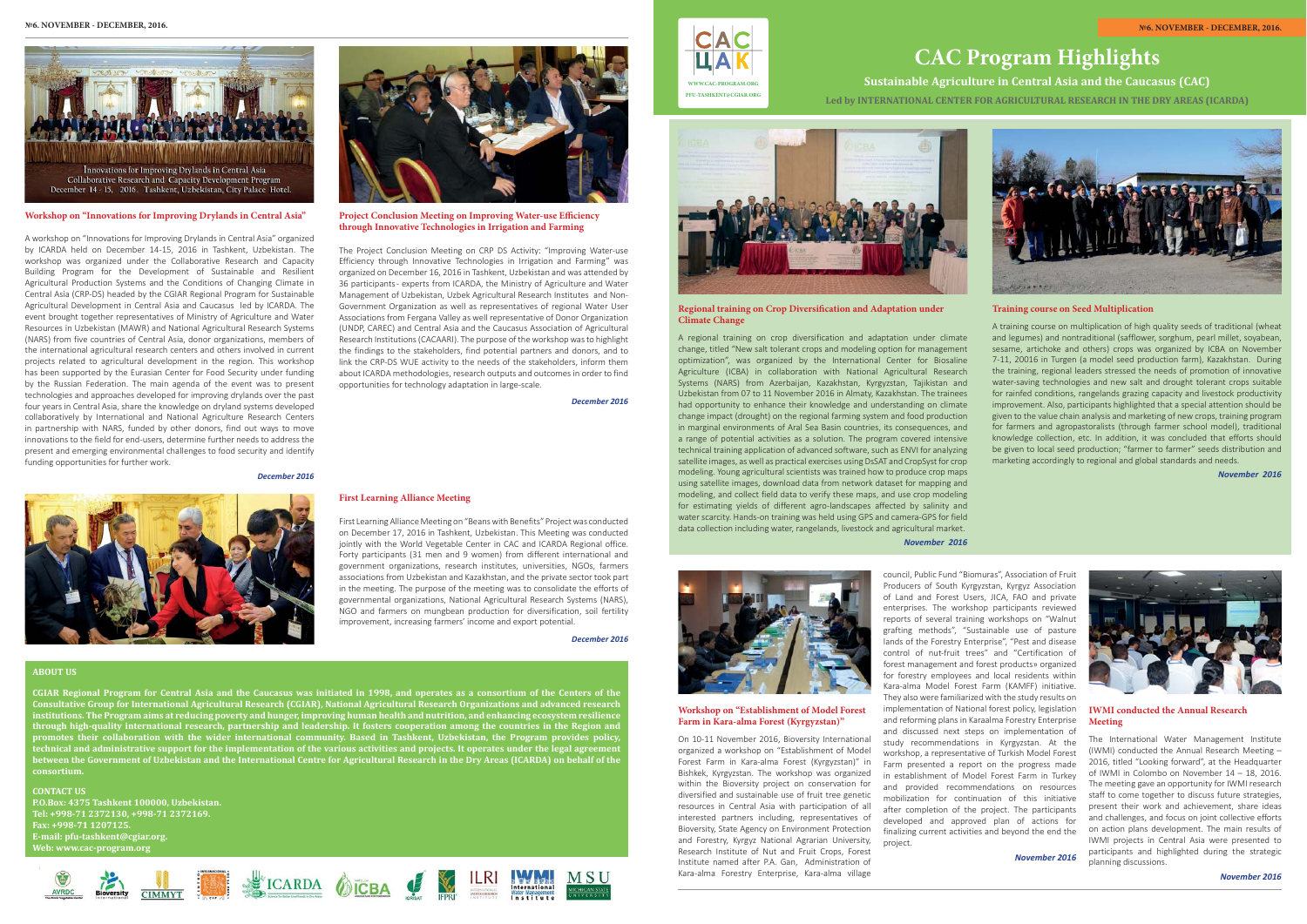# CAC Program Highlights

## Sustainable Agriculture in Central Asia and the Caucasus (CAC)

**Led by INTERNATIONAL CENTER FOR AGRICULTURAL RESEARCH IN THE DRY AREAS (ICARDA)**

WWW.CAC-PROGRAM.ORG
PFU-TASHKENT@CGIAR.ORG

№6. NOVEMBER - DECEMBER, 2016.

Innovations for Improving Drylands in Central Asia
Collaborative Research and Capacity Development Program
December 14 - 15, 2016. Tashkent, Uzbekistan, City Palace Hotel.

### Workshop on "Innovations for Improving Drylands in Central Asia"

A workshop on "Innovations for Improving Drylands in Central Asia" organized by ICARDA held on December 14-15, 2016 in Tashkent, Uzbekistan. The workshop was organized under the Collaborative Research and Capacity Building Program for the Development of Sustainable and Resilient Agricultural Production Systems and the Conditions of Changing Climate in Central Asia (CRP-DS) headed by the CGIAR Regional Program for Sustainable Agricultural Development in Central Asia and Caucasus led by ICARDA. The event brought together representatives of Ministry of Agriculture and Water Resources in Uzbekistan (MAWR) and National Agricultural Research Systems (NARS) from five countries of Central Asia, donor organizations, members of the international agricultural research centers and others involved in current projects related to agricultural development in the region. This workshop has been supported by the Eurasian Center for Food Security under funding by the Russian Federation. The main agenda of the event was to present technologies and approaches developed for improving drylands over the past four years in Central Asia, share the knowledge on dryland systems developed collaboratively by International and National Agriculture Research Centers in partnership with NARS, funded by other donors, find out ways to move innovations to the field for end-users, determine further needs to address the present and emerging environmental challenges to food security and identify funding opportunities for further work.

*December 2016*

### Project Conclusion Meeting on Improving Water-use Efficiency through Innovative Technologies in Irrigation and Farming

The Project Conclusion Meeting on CRP DS Activity: "Improving Water-use Efficiency through Innovative Technologies in Irrigation and Farming" was organized on December 16, 2016 in Tashkent, Uzbekistan and was attended by 36 participants - experts from ICARDA, the Ministry of Agriculture and Water Management of Uzbekistan, Uzbek Agricultural Research Institutes and Non-Government Organization as well as representatives of regional Water User Associations from Fergana Valley as well representative of Donor Organization (UNDP, CAREC) and Central Asia and the Caucasus Association of Agricultural Research Institutions (CACAARI). The purpose of the workshop was to highlight the findings to the stakeholders, find potential partners and donors, and to link the CRP-DS WUE activity to the needs of the stakeholders, inform them about ICARDA methodologies, research outputs and outcomes in order to find opportunities for technology adaptation in large-scale.

*December 2016*

### First Learning Alliance Meeting

First Learning Alliance Meeting on "Beans with Benefits" Project was conducted on December 17, 2016 in Tashkent, Uzbekistan. This Meeting was conducted jointly with the World Vegetable Center in CAC and ICARDA Regional office. Forty participants (31 men and 9 women) from different international and government organizations, research institutes, universities, NGOs, farmers associations from Uzbekistan and Kazakhstan, and the private sector took part in the meeting. The purpose of the meeting was to consolidate the efforts of governmental organizations, National Agricultural Research Systems (NARS), NGO and farmers on mungbean production for diversification, soil fertility improvement, increasing farmers' income and export potential.

*December 2016*

### Regional training on Crop Diversification and Adaptation under Climate Change

A regional training on crop diversification and adaptation under climate change, titled "New salt tolerant crops and modeling option for management optimization", was organized by the International Center for Biosaline Agriculture (ICBA) in collaboration with National Agricultural Research Systems (NARS) from Azerbaijan, Kazakhstan, Kyrgyzstan, Tajikistan and Uzbekistan from 07 to 11 November 2016 in Almaty, Kazakhstan. The trainees had opportunity to enhance their knowledge and understanding on climate change impact (drought) on the regional farming system and food production in marginal environments of Aral Sea Basin countries, its consequences, and a range of potential activities as a solution. The program covered intensive technical training application of advanced software, such as ENVI for analyzing satellite images, as well as practical exercises using DsSAT and CropSyst for crop modeling. Young agricultural scientists was trained how to produce crop maps using satellite images, download data from network dataset for mapping and modeling, and collect field data to verify these maps, and use crop modeling for estimating yields of different agro-landscapes affected by salinity and water scarcity. Hands-on training was held using GPS and camera-GPS for field data collection including water, rangelands, livestock and agricultural market.

*November 2016*

### Training course on Seed Multiplication

A training course on multiplication of high quality seeds of traditional (wheat and legumes) and nontraditional (safflower, sorghum, pearl millet, soyabean, sesame, artichoke and others) crops was organized by ICBA on November 7-11, 20016 in Turgen (a model seed production farm), Kazakhstan. During the training, regional leaders stressed the needs of promotion of innovative water-saving technologies and new salt and drought tolerant crops suitable for rainfed conditions, rangelands grazing capacity and livestock productivity improvement. Also, participants highlighted that a special attention should be given to the value chain analysis and marketing of new crops, training program for farmers and agropastoralists (through farmer school model), traditional knowledge collection, etc. In addition, it was concluded that efforts should be given to local seed production; "farmer to farmer" seeds distribution and marketing accordingly to regional and global standards and needs.

*November 2016*

### Workshop on "Establishment of Model Forest Farm in Kara-alma Forest (Kyrgyzstan)"

On 10-11 November 2016, Bioversity International organized a workshop on "Establishment of Model Forest Farm in Kara-alma Forest (Kyrgyzstan)" in Bishkek, Kyrgyzstan. The workshop was organized within the Bioversity project on conservation for diversified and sustainable use of fruit tree genetic resources in Central Asia with participation of all interested partners including, representatives of Bioversity, State Agency on Environment Protection and Forestry, Kyrgyz National Agrarian University, Research Institute of Nut and Fruit Crops, Forest Institute named after P.A. Gan, Administration of Kara-alma Forestry Enterprise, Kara-alma village council, Public Fund "Biomuras", Association of Fruit Producers of South Kyrgyzstan, Kyrgyz Association of Land and Forest Users, JICA, FAO and private enterprises. The workshop participants reviewed reports of several training workshops on "Walnut grafting methods", "Sustainable use of pasture lands of the Forestry Enterprise", "Pest and disease control of nut-fruit trees" and "Certification of forest management and forest products» organized for forestry employees and local residents within Kara-alma Model Forest Farm (KAMFF) initiative. They also were familiarized with the study results on implementation of National forest policy, legislation and reforming plans in Karaalma Forestry Enterprise and discussed next steps on implementation of study recommendations in Kyrgyzstan. At the workshop, a representative of Turkish Model Forest Farm presented a report on the progress made in establishment of Model Forest Farm in Turkey and provided recommendations on resources mobilization for continuation of this initiative after completion of the project. The participants developed and approved plan of actions for finalizing current activities and beyond the end the project.

*November 2016*

### IWMI conducted the Annual Research Meeting

The International Water Management Institute (IWMI) conducted the Annual Research Meeting – 2016, titled "Looking forward", at the Headquarter of IWMI in Colombo on November 14 – 18, 2016. The meeting gave an opportunity for IWMI research staff to come together to discuss future strategies, present their work and achievement, share ideas and challenges, and focus on joint collective efforts on action plans development. The main results of IWMI projects in Central Asia were presented to participants and highlighted during the strategic planning discussions.

*November 2016*

### ABOUT US

**CGIAR Regional Program for Central Asia and the Caucasus was initiated in 1998, and operates as a consortium of the Centers of the Consultative Group for International Agricultural Research (CGIAR), National Agricultural Research Organizations and advanced research institutions. The Program aims at reducing poverty and hunger, improving human health and nutrition, and enhancing ecosystem resilience through high-quality international research, partnership and leadership. It fosters cooperation among the countries in the Region and promotes their collaboration with the wider international community. Based in Tashkent, Uzbekistan, the Program provides policy, technical and administrative support for the implementation of the various activities and projects. It operates under the legal agreement between the Government of Uzbekistan and the International Centre for Agricultural Research in the Dry Areas (ICARDA) on behalf of the consortium.**

### CONTACT US

**P.O.Box: 4375 Tashkent 100000, Uzbekistan.**
**Tel: +998-71 2372130, +998-71 2372169.**
**Fax: +998-71 1207125.**
**E-mail: pfu-tashkent@cgiar.org.**
**Web: www.cac-program.org**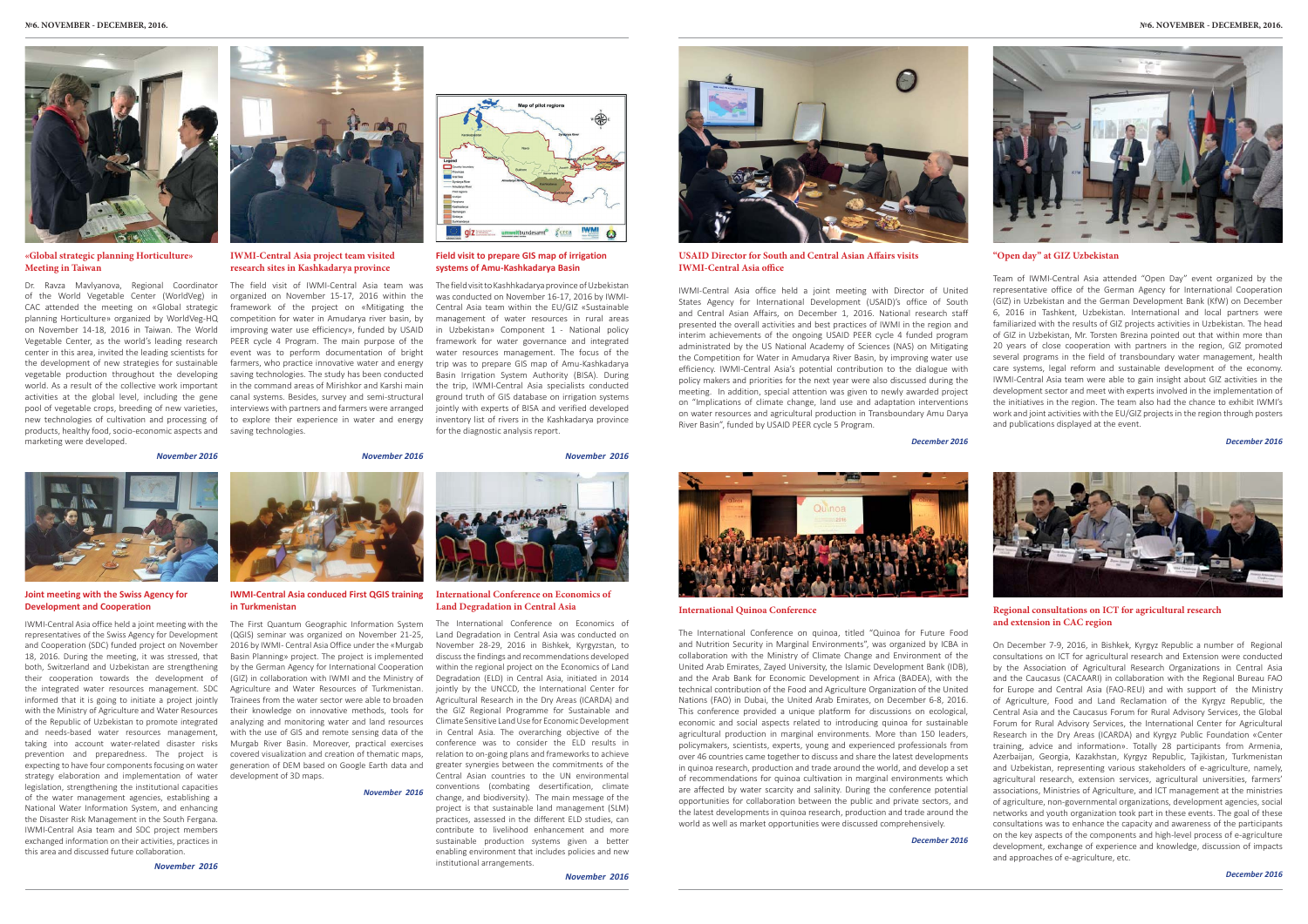## «Global strategic planning Horticulture» Meeting in Taiwan

Dr. Ravza Mavlyanova, Regional Coordinator of the World Vegetable Center (WorldVeg) in CAC attended the meeting on «Global strategic planning Horticulture» organized by WorldVeg-HQ on November 14-18, 2016 in Taiwan. The World Vegetable Center, as the world's leading research center in this area, invited the leading scientists for the development of new strategies for sustainable vegetable production throughout the developing world. As a result of the collective work important activities at the global level, including the gene pool of vegetable crops, breeding of new varieties, new technologies of cultivation and processing of products, healthy food, socio-economic aspects and marketing were developed.

*November 2016*

## IWMI-Central Asia project team visited research sites in Kashkadarya province

The field visit of IWMI-Central Asia team was organized on November 15-17, 2016 within the framework of the project on «Mitigating the competition for water in Amudarya river basin, by improving water use efficiency», funded by USAID PEER cycle 4 Program. The main purpose of the event was to perform documentation of bright farmers, who practice innovative water and energy saving technologies. The study has been conducted in the command areas of Mirishkor and Karshi main canal systems. Besides, survey and semi-structural interviews with partners and farmers were arranged to explore their experience in water and energy saving technologies.

*November 2016*

## Field visit to prepare GIS map of irrigation systems of Amu-Kashkadarya Basin

The field visit to Kashhkadarya province of Uzbekistan was conducted on November 16-17, 2016 by IWMI-Central Asia team within the EU/GIZ «Sustainable management of water resources in rural areas in Uzbekistan» Component 1 - National policy framework for water governance and integrated water resources management. The focus of the trip was to prepare GIS map of Amu-Kashkadarya Basin Irrigation System Authority (BISA). During the trip, IWMI-Central Asia specialists conducted ground truth of GIS database on irrigation systems jointly with experts of BISA and verified developed inventory list of rivers in the Kashkadarya province for the diagnostic analysis report.

*November 2016*

## Joint meeting with the Swiss Agency for Development and Cooperation

IWMI-Central Asia office held a joint meeting with the representatives of the Swiss Agency for Development and Cooperation (SDC) funded project on November 18, 2016. During the meeting, it was stressed, that both, Switzerland and Uzbekistan are strengthening their cooperation towards the development of the integrated water resources management. SDC informed that it is going to initiate a project jointly with the Ministry of Agriculture and Water Resources of the Republic of Uzbekistan to promote integrated and needs-based water resources management, taking into account water-related disaster risks prevention and preparedness. The project is expecting to have four components focusing on water strategy elaboration and implementation of water legislation, strengthening the institutional capacities of the water management agencies, establishing a National Water Information System, and enhancing the Disaster Risk Management in the South Fergana. IWMI-Central Asia team and SDC project members exchanged information on their activities, practices in this area and discussed future collaboration.

*November 2016*

## IWMI-Central Asia conduced First QGIS training in Turkmenistan

The First Quantum Geographic Information System (QGIS) seminar was organized on November 21-25, 2016 by IWMI-Central Asia Office under the «Murgab Basin Planning» project. The project is implemented by the German Agency for International Cooperation (GIZ) in collaboration with IWMI and the Ministry of Agriculture and Water Resources of Turkmenistan. Trainees from the water sector were able to broaden their knowledge on innovative methods, tools for analyzing and monitoring water and land resources with the use of GIS and remote sensing data of the Murgab River Basin. Moreover, practical exercises covered visualization and creation of thematic maps, generation of DEM based on Google Earth data and development of 3D maps.

*November 2016*

## International Conference on Economics of Land Degradation in Central Asia

The International Conference on Economics of Land Degradation in Central Asia was conducted on November 28-29, 2016 in Bishkek, Kyrgyzstan, to discuss the findings and recommendations developed within the regional project on the Economics of Land Degradation (ELD) in Central Asia, initiated in 2014 jointly by the UNCCD, the International Center for Agricultural Research in the Dry Areas (ICARDA) and the GIZ Regional Programme for Sustainable and Climate Sensitive Land Use for Economic Development in Central Asia. The overarching objective of the conference was to consider the ELD results in relation to on-going plans and frameworks to achieve greater synergies between the commitments of the Central Asian countries to the UN environmental conventions (combating desertification, climate change, and biodiversity). The main message of the project is that sustainable land management (SLM) practices, assessed in the different ELD studies, can contribute to livelihood enhancement and more sustainable production systems given a better enabling environment that includes policies and new institutional arrangements.

*November 2016*

## USAID Director for South and Central Asian Affairs visits IWMI-Central Asia office

IWMI-Central Asia office held a joint meeting with Director of United States Agency for International Development (USAID)'s office of South and Central Asian Affairs, on December 1, 2016. National research staff presented the overall activities and best practices of IWMI in the region and interim achievements of the ongoing USAID PEER cycle 4 funded program administrated by the US National Academy of Sciences (NAS) on Mitigating the Competition for Water in Amudarya River Basin, by improving water use efficiency. IWMI-Central Asia's potential contribution to the dialogue with policy makers and priorities for the next year were also discussed during the meeting. In addition, special attention was given to newly awarded project on "Implications of climate change, land use and adaptation interventions on water resources and agricultural production in Transboundary Amu Darya River Basin", funded by USAID PEER cycle 5 Program.

*December 2016*

## "Open day" at GIZ Uzbekistan

Team of IWMI-Central Asia attended "Open Day" event organized by the representative office of the German Agency for International Cooperation (GIZ) in Uzbekistan and the German Development Bank (KfW) on December 6, 2016 in Tashkent, Uzbekistan. International and local partners were familiarized with the results of GIZ projects activities in Uzbekistan. The head of GIZ in Uzbekistan, Mr. Torsten Brezina pointed out that within more than 20 years of close cooperation with partners in the region, GIZ promoted several programs in the field of transboundary water management, health care systems, legal reform and sustainable development of the economy. IWMI-Central Asia team were able to gain insight about GIZ activities in the development sector and meet with experts involved in the implementation of the initiatives in the region. The team also had the chance to exhibit IWMI's work and joint activities with the EU/GIZ projects in the region through posters and publications displayed at the event.

*December 2016*

## International Quinoa Conference

The International Conference on quinoa, titled "Quinoa for Future Food and Nutrition Security in Marginal Environments", was organized by ICBA in collaboration with the Ministry of Climate Change and Environment of the United Arab Emirates, Zayed University, the Islamic Development Bank (IDB), and the Arab Bank for Economic Development in Africa (BADEA), with the technical contribution of the Food and Agriculture Organization of the United Nations (FAO) in Dubai, the United Arab Emirates, on December 6-8, 2016. This conference provided a unique platform for discussions on ecological, economic and social aspects related to introducing quinoa for sustainable agricultural production in marginal environments. More than 150 leaders, policymakers, scientists, experts, young and experienced professionals from over 46 countries came together to discuss and share the latest developments in quinoa research, production and trade around the world, and develop a set of recommendations for quinoa cultivation in marginal environments which are affected by water scarcity and salinity. During the conference potential opportunities for collaboration between the public and private sectors, and the latest developments in quinoa research, production and trade around the world as well as market opportunities were discussed comprehensively.

*December 2016*

## Regional consultations on ICT for agricultural research and extension in CAC region

On December 7-9, 2016, in Bishkek, Kyrgyz Republic a number of Regional consultations on ICT for agricultural research and Extension were conducted by the Association of Agricultural Research Organizations in Central Asia and the Caucasus (CACAARI) in collaboration with the Regional Bureau FAO for Europe and Central Asia (FAO-REU) and with support of the Ministry of Agriculture, Food and Land Reclamation of the Kyrgyz Republic, the Central Asia and the Caucasus Forum for Rural Advisory Services, the Global Forum for Rural Advisory Services, the International Center for Agricultural Research in the Dry Areas (ICARDA) and Kyrgyz Public Foundation «Center training, advice and information». Totally 28 participants from Armenia, Azerbaijan, Georgia, Kazakhstan, Kyrgyz Republic, Tajikistan, Turkmenistan and Uzbekistan, representing various stakeholders of e-agriculture, namely, agricultural research, extension services, agricultural universities, farmers' associations, Ministries of Agriculture, and ICT management at the ministries of agriculture, non-governmental organizations, development agencies, social networks and youth organization took part in these events. The goal of these consultations was to enhance the capacity and awareness of the participants on the key aspects of the components and high-level process of e-agriculture development, exchange of experience and knowledge, discussion of impacts and approaches of e-agriculture, etc.

*December 2016*